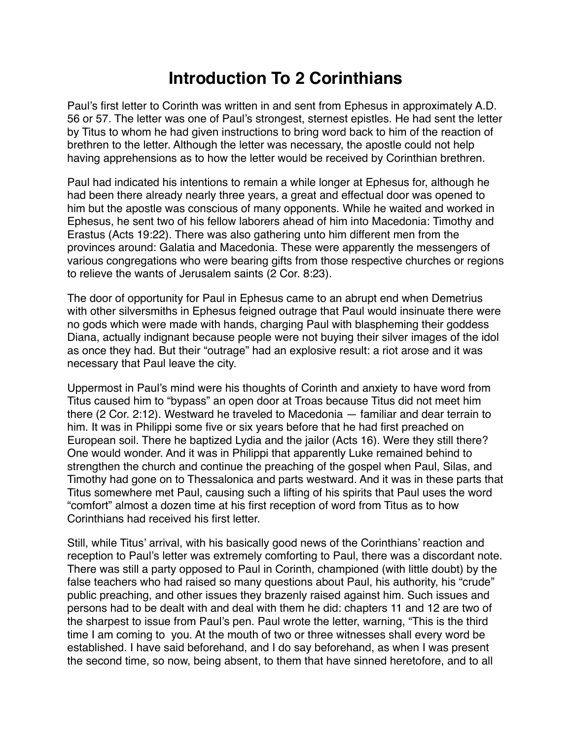# Introduction To 2 Corinthians

Paul's first letter to Corinth was written in and sent from Ephesus in approximately A.D. 56 or 57. The letter was one of Paul's strongest, sternest epistles. He had sent the letter by Titus to whom he had given instructions to bring word back to him of the reaction of brethren to the letter. Although the letter was necessary, the apostle could not help having apprehensions as to how the letter would be received by Corinthian brethren.

Paul had indicated his intentions to remain a while longer at Ephesus for, although he had been there already nearly three years, a great and effectual door was opened to him but the apostle was conscious of many opponents. While he waited and worked in Ephesus, he sent two of his fellow laborers ahead of him into Macedonia: Timothy and Erastus (Acts 19:22). There was also gathering unto him different men from the provinces around: Galatia and Macedonia. These were apparently the messengers of various congregations who were bearing gifts from those respective churches or regions to relieve the wants of Jerusalem saints (2 Cor. 8:23).

The door of opportunity for Paul in Ephesus came to an abrupt end when Demetrius with other silversmiths in Ephesus feigned outrage that Paul would insinuate there were no gods which were made with hands, charging Paul with blaspheming their goddess Diana, actually indignant because people were not buying their silver images of the idol as once they had. But their "outrage" had an explosive result: a riot arose and it was necessary that Paul leave the city.

Uppermost in Paul's mind were his thoughts of Corinth and anxiety to have word from Titus caused him to "bypass" an open door at Troas because Titus did not meet him there (2 Cor. 2:12). Westward he traveled to Macedonia — familiar and dear terrain to him. It was in Philippi some five or six years before that he had first preached on European soil. There he baptized Lydia and the jailor (Acts 16). Were they still there? One would wonder. And it was in Philippi that apparently Luke remained behind to strengthen the church and continue the preaching of the gospel when Paul, Silas, and Timothy had gone on to Thessalonica and parts westward. And it was in these parts that Titus somewhere met Paul, causing such a lifting of his spirits that Paul uses the word "comfort" almost a dozen time at his first reception of word from Titus as to how Corinthians had received his first letter.

Still, while Titus' arrival, with his basically good news of the Corinthians' reaction and reception to Paul's letter was extremely comforting to Paul, there was a discordant note. There was still a party opposed to Paul in Corinth, championed (with little doubt) by the false teachers who had raised so many questions about Paul, his authority, his "crude" public preaching, and other issues they brazenly raised against him. Such issues and persons had to be dealt with and deal with them he did: chapters 11 and 12 are two of the sharpest to issue from Paul's pen. Paul wrote the letter, warning, "This is the third time I am coming to you. At the mouth of two or three witnesses shall every word be established. I have said beforehand, and I do say beforehand, as when I was present the second time, so now, being absent, to them that have sinned heretofore, and to all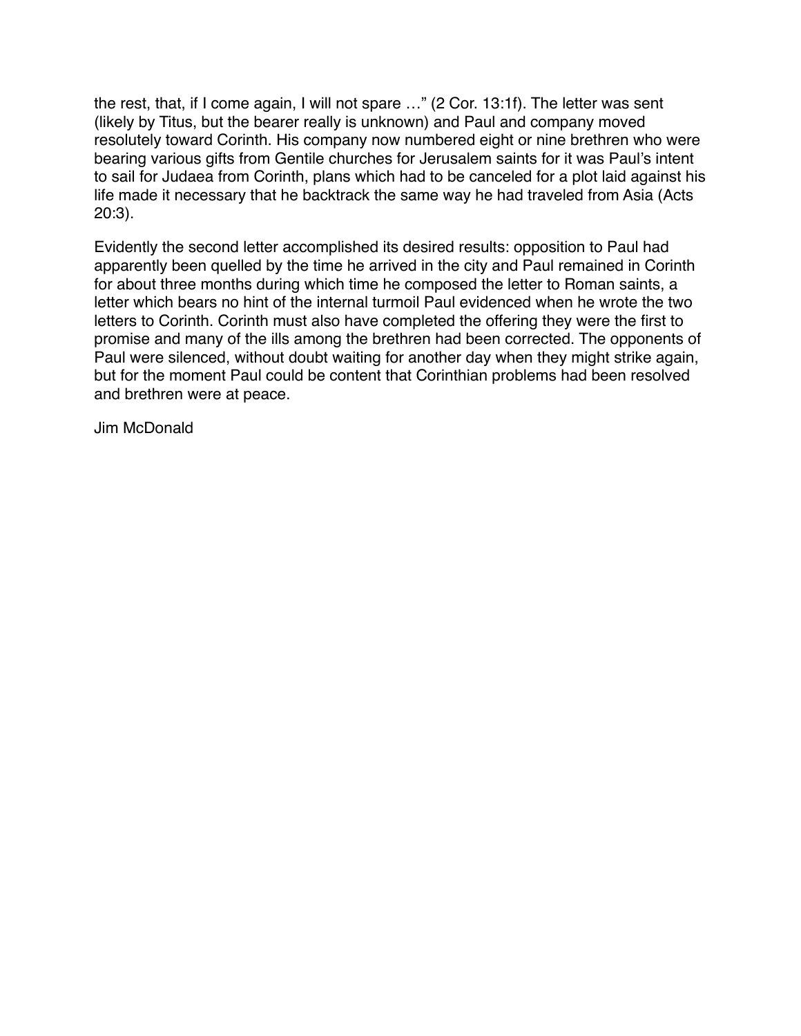the rest, that, if I come again, I will not spare …" (2 Cor. 13:1f). The letter was sent (likely by Titus, but the bearer really is unknown) and Paul and company moved resolutely toward Corinth. His company now numbered eight or nine brethren who were bearing various gifts from Gentile churches for Jerusalem saints for it was Paul's intent to sail for Judaea from Corinth, plans which had to be canceled for a plot laid against his life made it necessary that he backtrack the same way he had traveled from Asia (Acts 20:3).

Evidently the second letter accomplished its desired results: opposition to Paul had apparently been quelled by the time he arrived in the city and Paul remained in Corinth for about three months during which time he composed the letter to Roman saints, a letter which bears no hint of the internal turmoil Paul evidenced when he wrote the two letters to Corinth. Corinth must also have completed the offering they were the first to promise and many of the ills among the brethren had been corrected. The opponents of Paul were silenced, without doubt waiting for another day when they might strike again, but for the moment Paul could be content that Corinthian problems had been resolved and brethren were at peace.

Jim McDonald